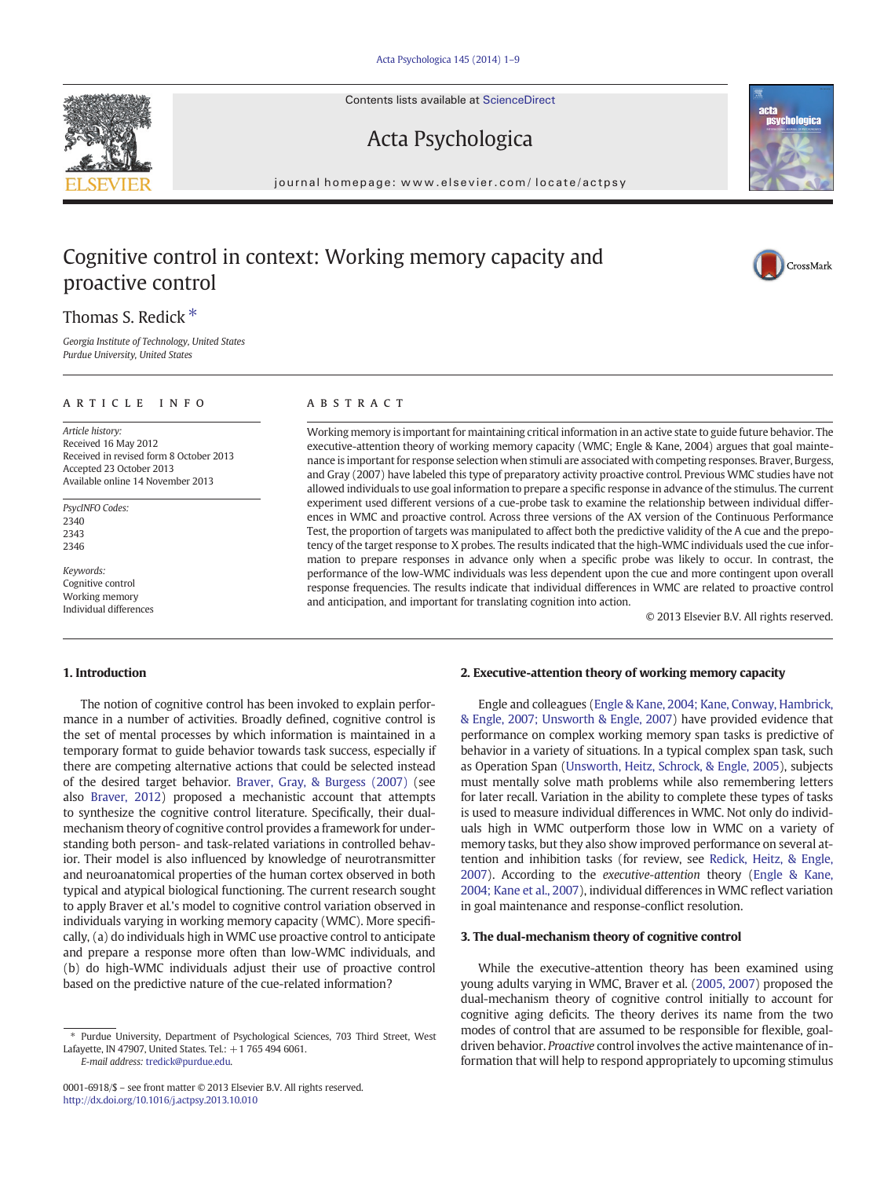# Cognitive control in context: Working memory capacity and proactive control

Thomas S. Redick *

Georgia Institute of Technology, United States
Purdue University, United States

**ARTICLE INFO**

*Article history:*
Received 16 May 2012
Received in revised form 8 October 2013
Accepted 23 October 2013
Available online 14 November 2013

*PsycINFO Codes:*
2340
2343
2346

*Keywords:*
Cognitive control
Working memory
Individual differences

**ABSTRACT**

Working memory is important for maintaining critical information in an active state to guide future behavior. The executive-attention theory of working memory capacity (WMC; Engle & Kane, 2004) argues that goal maintenance is important for response selection when stimuli are associated with competing responses. Braver, Burgess, and Gray (2007) have labeled this type of preparatory activity proactive control. Previous WMC studies have not allowed individuals to use goal information to prepare a specific response in advance of the stimulus. The current experiment used different versions of a cue-probe task to examine the relationship between individual differences in WMC and proactive control. Across three versions of the AX version of the Continuous Performance Test, the proportion of targets was manipulated to affect both the predictive validity of the A cue and the prepotency of the target response to X probes. The results indicated that the high-WMC individuals used the cue information to prepare responses in advance only when a specific probe was likely to occur. In contrast, the performance of the low-WMC individuals was less dependent upon the cue and more contingent upon overall response frequencies. The results indicate that individual differences in WMC are related to proactive control and anticipation, and important for translating cognition into action.

© 2013 Elsevier B.V. All rights reserved.

## 1. Introduction

The notion of cognitive control has been invoked to explain performance in a number of activities. Broadly defined, cognitive control is the set of mental processes by which information is maintained in a temporary format to guide behavior towards task success, especially if there are competing alternative actions that could be selected instead of the desired target behavior. Braver, Gray, & Burgess (2007) (see also Braver, 2012) proposed a mechanistic account that attempts to synthesize the cognitive control literature. Specifically, their dual-mechanism theory of cognitive control provides a framework for understanding both person- and task-related variations in controlled behavior. Their model is also influenced by knowledge of neurotransmitter and neuroanatomical properties of the human cortex observed in both typical and atypical biological functioning. The current research sought to apply Braver et al.'s model to cognitive control variation observed in individuals varying in working memory capacity (WMC). More specifically, (a) do individuals high in WMC use proactive control to anticipate and prepare a response more often than low-WMC individuals, and (b) do high-WMC individuals adjust their use of proactive control based on the predictive nature of the cue-related information?

## 2. Executive-attention theory of working memory capacity

Engle and colleagues (Engle & Kane, 2004; Kane, Conway, Hambrick, & Engle, 2007; Unsworth & Engle, 2007) have provided evidence that performance on complex working memory span tasks is predictive of behavior in a variety of situations. In a typical complex span task, such as Operation Span (Unsworth, Heitz, Schrock, & Engle, 2005), subjects must mentally solve math problems while also remembering letters for later recall. Variation in the ability to complete these types of tasks is used to measure individual differences in WMC. Not only do individuals high in WMC outperform those low in WMC on a variety of memory tasks, but they also show improved performance on several attention and inhibition tasks (for review, see Redick, Heitz, & Engle, 2007). According to the *executive-attention* theory (Engle & Kane, 2004; Kane et al., 2007), individual differences in WMC reflect variation in goal maintenance and response-conflict resolution.

## 3. The dual-mechanism theory of cognitive control

While the executive-attention theory has been examined using young adults varying in WMC, Braver et al. (2005, 2007) proposed the dual-mechanism theory of cognitive control initially to account for cognitive aging deficits. The theory derives its name from the two modes of control that are assumed to be responsible for flexible, goal-driven behavior. *Proactive* control involves the active maintenance of information that will help to respond appropriately to upcoming stimulus

* Purdue University, Department of Psychological Sciences, 703 Third Street, West Lafayette, IN 47907, United States. Tel.: +1 765 494 6061.
E-mail address: tredick@purdue.edu.

0001-6918/$ – see front matter © 2013 Elsevier B.V. All rights reserved.
http://dx.doi.org/10.1016/j.actpsy.2013.10.010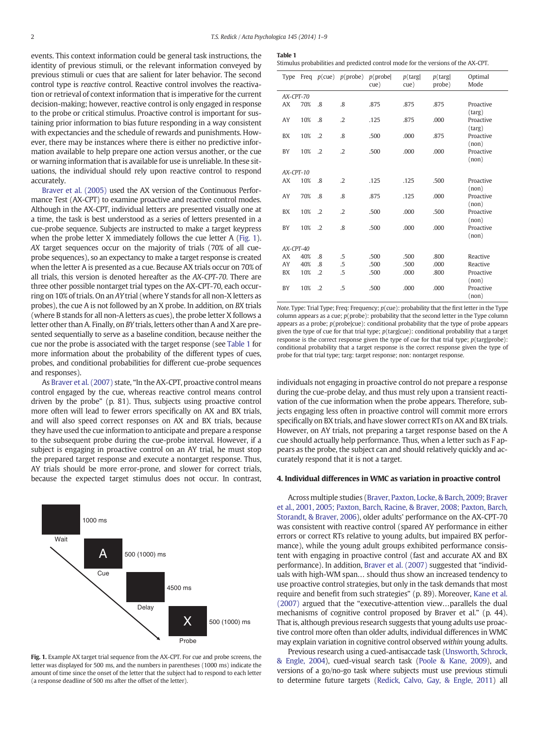events. This context information could be general task instructions, the identity of previous stimuli, or the relevant information conveyed by previous stimuli or cues that are salient for later behavior. The second control type is *reactive* control. Reactive control involves the reactivation or retrieval of context information that is imperative for the current decision-making; however, reactive control is only engaged in response to the probe or critical stimulus. Proactive control is important for sustaining prior information to bias future responding in a way consistent with expectancies and the schedule of rewards and punishments. However, there may be instances where there is either no predictive information available to help prepare one action versus another, or the cue or warning information that is available for use is unreliable. In these situations, the individual should rely upon reactive control to respond accurately.

Braver et al. (2005) used the AX version of the Continuous Performance Test (AX-CPT) to examine proactive and reactive control modes. Although in the AX-CPT, individual letters are presented visually one at a time, the task is best understood as a series of letters presented in a cue-probe sequence. Subjects are instructed to make a target keypress when the probe letter X immediately follows the cue letter A (Fig. 1). *AX* target sequences occur on the majority of trials (70% of all cue-probe sequences), so an expectancy to make a target response is created when the letter A is presented as a cue. Because AX trials occur on 70% of all trials, this version is denoted hereafter as the *AX-CPT-70*. There are three other possible nontarget trial types on the AX-CPT-70, each occurring on 10% of trials. On an *AY* trial (where Y stands for all non-X letters as probes), the cue A is not followed by an X probe. In addition, on *BX* trials (where B stands for all non-A letters as cues), the probe letter X follows a letter other than A. Finally, on *BY* trials, letters other than A and X are presented sequentially to serve as a baseline condition, because neither the cue nor the probe is associated with the target response (see Table 1 for more information about the probability of the different types of cues, probes, and conditional probabilities for different cue-probe sequences and responses).

As Braver et al. (2007) state, "In the AX-CPT, proactive control means control engaged by the cue, whereas reactive control means control driven by the probe" (p. 81). Thus, subjects using proactive control more often will lead to fewer errors specifically on AX and BX trials, and will also speed correct responses on AX and BX trials, because they have used the cue information to anticipate and prepare a response to the subsequent probe during the cue-probe interval. However, if a subject is engaging in proactive control on an AY trial, he must stop the prepared target response and execute a nontarget response. Thus, AY trials should be more error-prone, and slower for correct trials, because the expected target stimulus does not occur. In contrast, individuals not engaging in proactive control do not prepare a response during the cue-probe delay, and thus must rely upon a transient reactivation of the cue information when the probe appears. Therefore, subjects engaging less often in proactive control will commit more errors specifically on BX trials, and have slower correct RTs on AX and BX trials. However, on AY trials, not preparing a target response based on the A cue should actually help performance. Thus, when a letter such as F appears as the probe, the subject can and should relatively quickly and accurately respond that it is not a target.

1000 ms
Wait
A
500 (1000) ms
Cue
4500 ms
Delay
X
500 (1000) ms
Probe

**Fig. 1.** Example AX target trial sequence from the AX-CPT. For cue and probe screens, the letter was displayed for 500 ms, and the numbers in parentheses (1000 ms) indicate the amount of time since the onset of the letter that the subject had to respond to each letter (a response deadline of 500 ms after the offset of the letter).

**Table 1**
Stimulus probabilities and predicted control mode for the versions of the AX-CPT.

| Type | Freq | $p$(cue) | $p$(probe) | $p$(probe\|cue) | $p$(targ\|cue) | $p$(targ\|probe) | Optimal Mode |
|---|---|---|---|---|---|---|---|
| *AX-CPT-70* | | | | | | | |
| AX | 70% | .8 | .8 | .875 | .875 | .875 | Proactive (targ) |
| AY | 10% | .8 | .2 | .125 | .875 | .000 | Proactive (targ) |
| BX | 10% | .2 | .8 | .500 | .000 | .875 | Proactive (non) |
| BY | 10% | .2 | .2 | .500 | .000 | .000 | Proactive (non) |
| *AX-CPT-10* | | | | | | | |
| AX | 10% | .8 | .2 | .125 | .125 | .500 | Proactive (non) |
| AY | 70% | .8 | .8 | .875 | .125 | .000 | Proactive (non) |
| BX | 10% | .2 | .2 | .500 | .000 | .500 | Proactive (non) |
| BY | 10% | .2 | .8 | .500 | .000 | .000 | Proactive (non) |
| *AX-CPT-40* | | | | | | | |
| AX | 40% | .8 | .5 | .500 | .500 | .800 | Reactive |
| AY | 40% | .8 | .5 | .500 | .500 | .000 | Reactive |
| BX | 10% | .2 | .5 | .500 | .000 | .800 | Proactive (non) |
| BY | 10% | .2 | .5 | .500 | .000 | .000 | Proactive (non) |

*Note.* Type: Trial Type; Freq: Frequency; $p$(cue): probability that the first letter in the Type column appears as a cue; $p$(probe): probability that the second letter in the Type column appears as a probe; $p$(probe|cue): conditional probability that the type of probe appears given the type of cue for that trial type; $p$(targ|cue): conditional probability that a target response is the correct response given the type of cue for that trial type; $p$(targ|probe): conditional probability that a target response is the correct response given the type of probe for that trial type; targ: target response; non: nontarget response.

## 4. Individual differences in WMC as variation in proactive control

Across multiple studies (Braver, Paxton, Locke, & Barch, 2009; Braver et al., 2001, 2005; Paxton, Barch, Racine, & Braver, 2008; Paxton, Barch, Storandt, & Braver, 2006), older adults' performance on the AX-CPT-70 was consistent with reactive control (spared AY performance in either errors or correct RTs relative to young adults, but impaired BX performance), while the young adult groups exhibited performance consistent with engaging in proactive control (fast and accurate AX and BX performance). In addition, Braver et al. (2007) suggested that "individuals with high-WM span… should thus show an increased tendency to use proactive control strategies, but only in the task demands that most require and benefit from such strategies" (p. 89). Moreover, Kane et al. (2007) argued that the "executive-attention view…parallels the dual mechanisms of cognitive control proposed by Braver et al." (p. 44). That is, although previous research suggests that young adults use proactive control more often than older adults, individual differences in WMC may explain variation in cognitive control observed *within* young adults.

Previous research using a cued-antisaccade task (Unsworth, Schrock, & Engle, 2004), cued-visual search task (Poole & Kane, 2009), and versions of a go/no-go task where subjects must use previous stimuli to determine future targets (Redick, Calvo, Gay, & Engle, 2011) all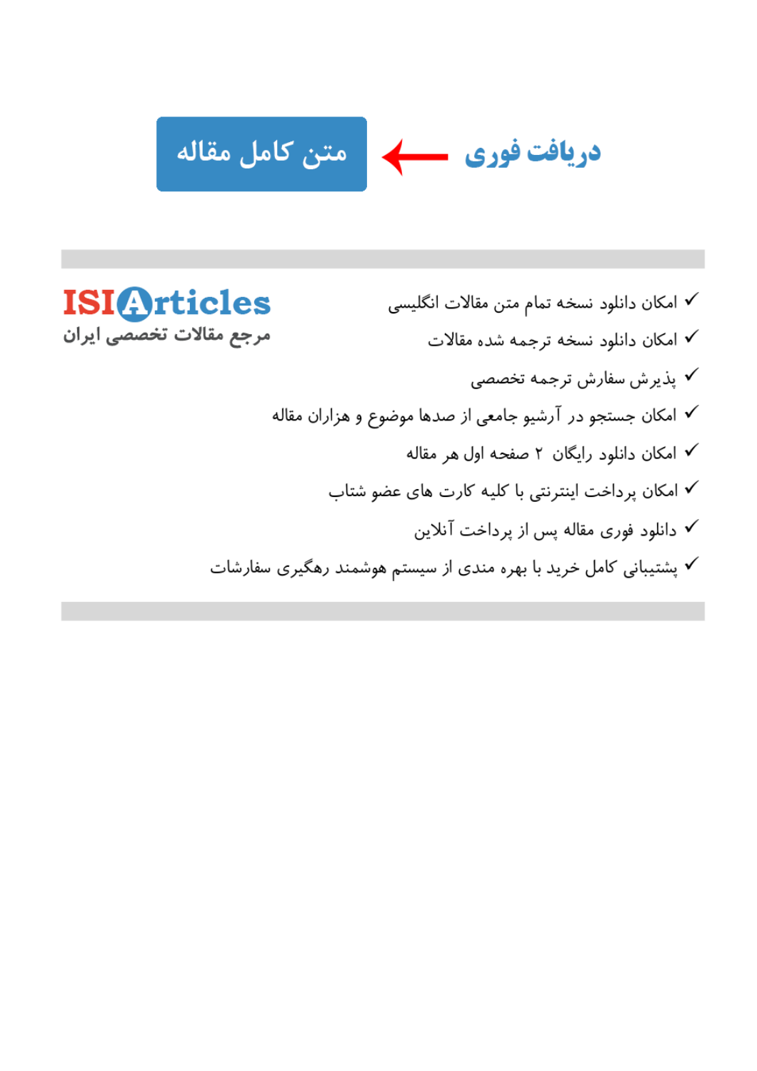دریافت فوری ← متن کامل مقاله

**ISIArticles**
مرجع مقالات تخصصی ایران

- ✓ امکان دانلود نسخه تمام متن مقالات انگلیسی
- ✓ امکان دانلود نسخه ترجمه شده مقالات
- ✓ پذیرش سفارش ترجمه تخصصی
- ✓ امکان جستجو در آرشیو جامعی از صدها موضوع و هزاران مقاله
- ✓ امکان دانلود رایگان ۲ صفحه اول هر مقاله
- ✓ امکان پرداخت اینترنتی با کلیه کارت های عضو شتاب
- ✓ دانلود فوری مقاله پس از پرداخت آنلاین
- ✓ پشتیبانی کامل خرید با بهره مندی از سیستم هوشمند رهگیری سفارشات